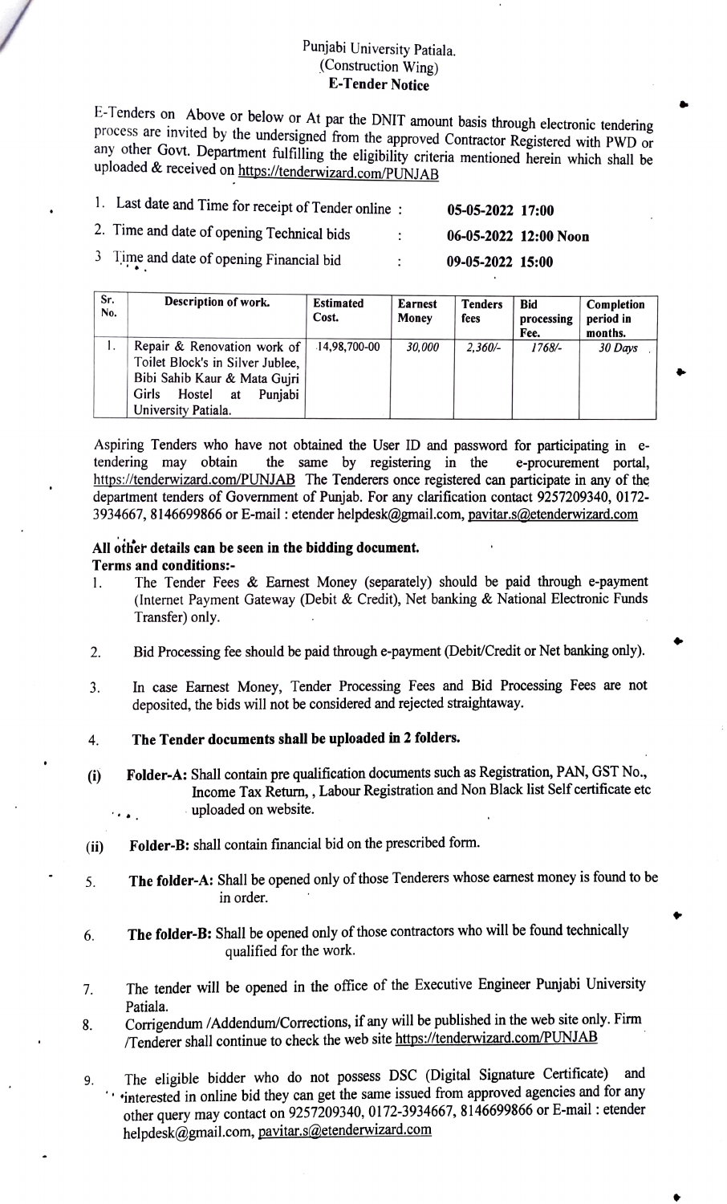# Punjabi University Patiala.
## (Construction Wing)
## E-Tender Notice

E-Tenders on Above or below or At par the DNIT amount basis through electronic tendering process are invited by the undersigned from the approved Contractor Registered with PWD or any other Govt. Department fulfilling the eligibility criteria mentioned herein which shall be uploaded & received on https://tenderwizard.com/PUNJAB

1. Last date and Time for receipt of Tender online : **05-05-2022 17:00**
2. Time and date of opening Technical bids : **06-05-2022 12:00 Noon**
3. Time and date of opening Financial bid : **09-05-2022 15:00**

| Sr. No. | Description of work. | Estimated Cost. | Earnest Money | Tenders fees | Bid processing Fee. | Completion period in months. |
|---|---|---|---|---|---|---|
| 1. | Repair & Renovation work of Toilet Block's in Silver Jublee, Bibi Sahib Kaur & Mata Gujri Girls Hostel at Punjabi University Patiala. | 14,98,700-00 | 30,000 | 2,360/- | 1768/- | 30 Days |

Aspiring Tenders who have not obtained the User ID and password for participating in e-tendering may obtain the same by registering in the e-procurement portal, https://tenderwizard.com/PUNJAB The Tenderers once registered can participate in any of the department tenders of Government of Punjab. For any clarification contact 9257209340, 0172-3934667, 8146699866 or E-mail : etender helpdesk@gmail.com, pavitar.s@etenderwizard.com

**All other details can be seen in the bidding document.**

**Terms and conditions:-**

1. The Tender Fees & Earnest Money (separately) should be paid through e-payment (Internet Payment Gateway (Debit & Credit), Net banking & National Electronic Funds Transfer) only.
2. Bid Processing fee should be paid through e-payment (Debit/Credit or Net banking only).
3. In case Earnest Money, Tender Processing Fees and Bid Processing Fees are not deposited, the bids will not be considered and rejected straightaway.
4. **The Tender documents shall be uploaded in 2 folders.**

   (i) **Folder-A:** Shall contain pre qualification documents such as Registration, PAN, GST No., Income Tax Return, , Labour Registration and Non Black list Self certificate etc uploaded on website.

   (ii) **Folder-B:** shall contain financial bid on the prescribed form.

5. **The folder-A:** Shall be opened only of those Tenderers whose earnest money is found to be in order.
6. **The folder-B:** Shall be opened only of those contractors who will be found technically qualified for the work.
7. The tender will be opened in the office of the Executive Engineer Punjabi University Patiala.
8. Corrigendum /Addendum/Corrections, if any will be published in the web site only. Firm /Tenderer shall continue to check the web site https://tenderwizard.com/PUNJAB
9. The eligible bidder who do not possess DSC (Digital Signature Certificate) and interested in online bid they can get the same issued from approved agencies and for any other query may contact on 9257209340, 0172-3934667, 8146699866 or E-mail : etender helpdesk@gmail.com, pavitar.s@etenderwizard.com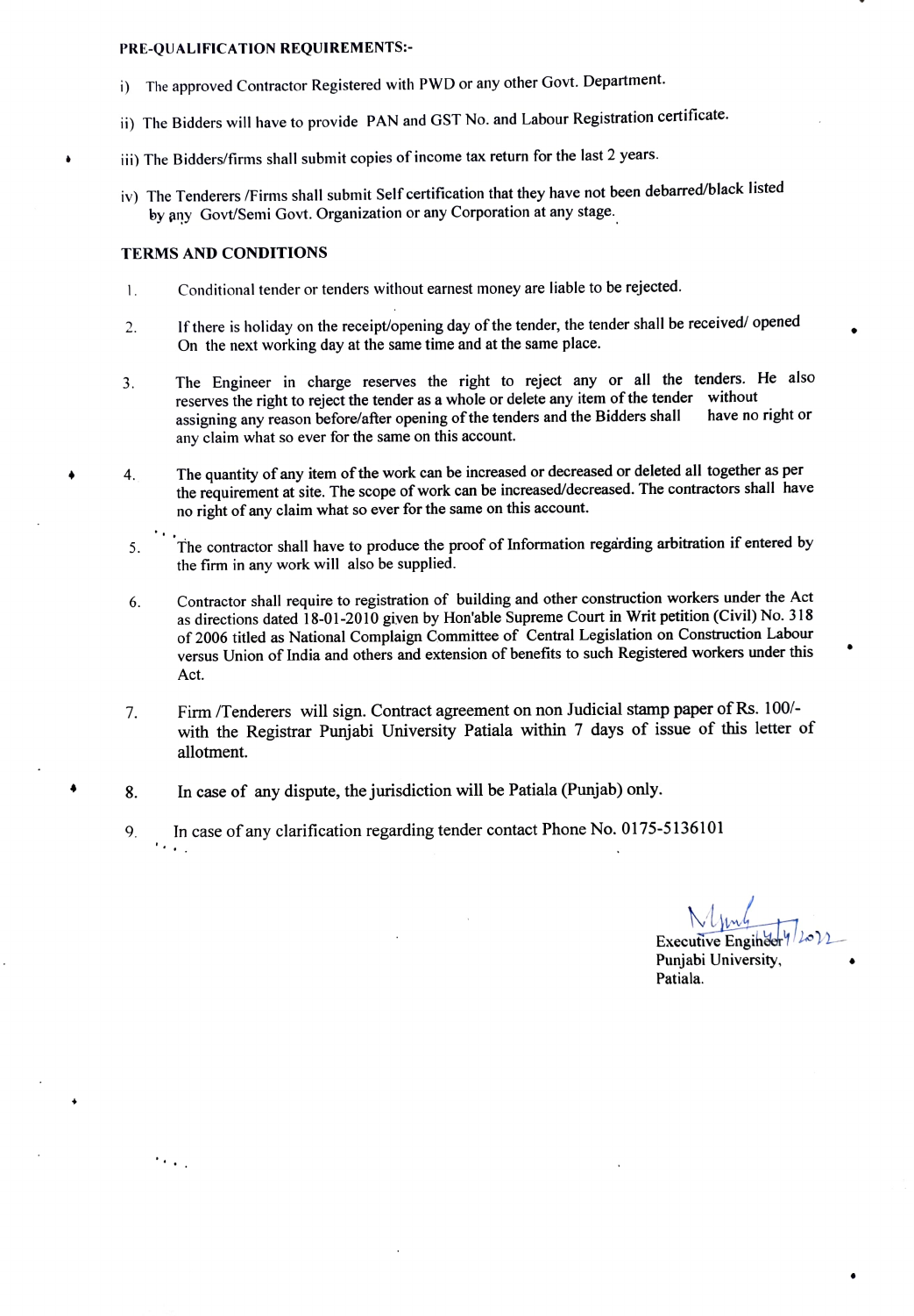**PRE-QUALIFICATION REQUIREMENTS:-**

i) The approved Contractor Registered with PWD or any other Govt. Department.

ii) The Bidders will have to provide PAN and GST No. and Labour Registration certificate.

iii) The Bidders/firms shall submit copies of income tax return for the last 2 years.

iv) The Tenderers /Firms shall submit Self certification that they have not been debarred/black listed by any Govt/Semi Govt. Organization or any Corporation at any stage.

**TERMS AND CONDITIONS**

1. Conditional tender or tenders without earnest money are liable to be rejected.
2. If there is holiday on the receipt/opening day of the tender, the tender shall be received/ opened On the next working day at the same time and at the same place.
3. The Engineer in charge reserves the right to reject any or all the tenders. He also reserves the right to reject the tender as a whole or delete any item of the tender without assigning any reason before/after opening of the tenders and the Bidders shall have no right or any claim what so ever for the same on this account.
4. The quantity of any item of the work can be increased or decreased or deleted all together as per the requirement at site. The scope of work can be increased/decreased. The contractors shall have no right of any claim what so ever for the same on this account.
5. The contractor shall have to produce the proof of Information regarding arbitration if entered by the firm in any work will also be supplied.
6. Contractor shall require to registration of building and other construction workers under the Act as directions dated 18-01-2010 given by Hon'able Supreme Court in Writ petition (Civil) No. 318 of 2006 titled as National Complaign Committee of Central Legislation on Construction Labour versus Union of India and others and extension of benefits to such Registered workers under this Act.
7. Firm /Tenderers will sign. Contract agreement on non Judicial stamp paper of Rs. 100/- with the Registrar Punjabi University Patiala within 7 days of issue of this letter of allotment.
8. In case of any dispute, the jurisdiction will be Patiala (Punjab) only.
9. In case of any clarification regarding tender contact Phone No. 0175-5136101

4/7/2022

Executive Engineer
Punjabi University,
Patiala.